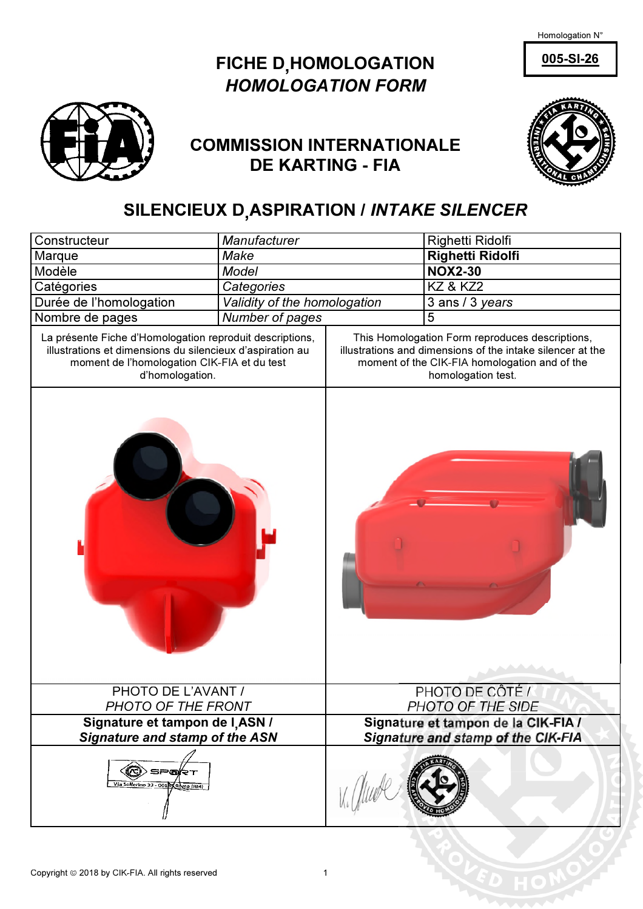Homologation N°

**005-SI-26**

# FICHE D'HOMOLOGATION
## *HOMOLOGATION FORM*

## COMMISSION INTERNATIONALE DE KARTING - FIA

## SILENCIEUX D'ASPIRATION / *INTAKE SILENCER*

| Constructeur | *Manufacturer* | Righetti Ridolfi |
|---|---|---|
| Marque | *Make* | **Righetti Ridolfi** |
| Modèle | *Model* | **NOX2-30** |
| Catégories | *Categories* | KZ & KZ2 |
| Durée de l'homologation | *Validity of the homologation* | 3 ans / *3 years* |
| Nombre de pages | *Number of pages* | 5 |

| La présente Fiche d'Homologation reproduit descriptions, illustrations et dimensions du silencieux d'aspiration au moment de l'homologation CIK-FIA et du test d'homologation. | This Homologation Form reproduces descriptions, illustrations and dimensions of the intake silencer at the moment of the CIK-FIA homologation and of the homologation test. |
|---|---|
| PHOTO DE L'AVANT / *PHOTO OF THE FRONT* | PHOTO DE CÔTÉ / *PHOTO OF THE SIDE* |
| **Signature et tampon de l'ASN /** ***Signature and stamp of the ASN*** | **Signature et tampon de la CIK-FIA /** ***Signature and stamp of the CIK-FIA*** |

Copyright © 2018 by CIK-FIA. All rights reserved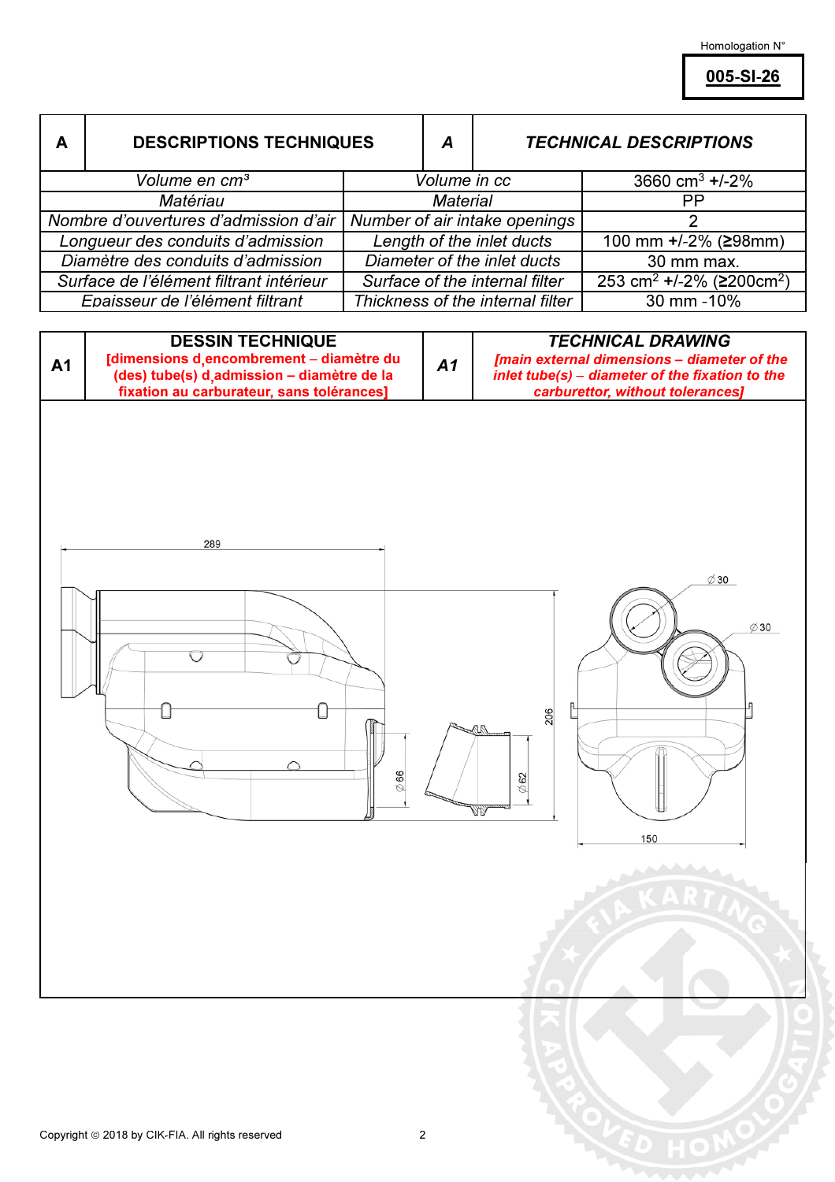Homologation N°

**005-SI-26**

| A | DESCRIPTIONS TECHNIQUES | A | *TECHNICAL DESCRIPTIONS* |
|---|---|---|---|

| | | |
|---|---|---|
| *Volume en cm³* | *Volume in cc* | 3660 $cm^3$ +/-2% |
| *Matériau* | *Material* | PP |
| *Nombre d'ouvertures d'admission d'air* | *Number of air intake openings* | 2 |
| *Longueur des conduits d'admission* | *Length of the inlet ducts* | 100 mm +/-2% (≥98mm) |
| *Diamètre des conduits d'admission* | *Diameter of the inlet ducts* | 30 mm max. |
| *Surface de l'élément filtrant intérieur* | *Surface of the internal filter* | 253 $cm^2$ +/-2% (≥200$cm^2$) |
| *Epaisseur de l'élément filtrant* | *Thickness of the internal filter* | 30 mm -10% |

| A1 | DESSIN TECHNIQUE [dimensions d'encombrement – diamètre du (des) tube(s) d'admission – diamètre de la fixation au carburateur, sans tolérances] | A1 | *TECHNICAL DRAWING [main external dimensions – diameter of the inlet tube(s) – diameter of the fixation to the carburettor, without tolerances]* |
|---|---|---|---|

289

⌀ 30

⌀ 30

206

⌀ 66

⌀ 62

150

Copyright © 2018 by CIK-FIA. All rights reserved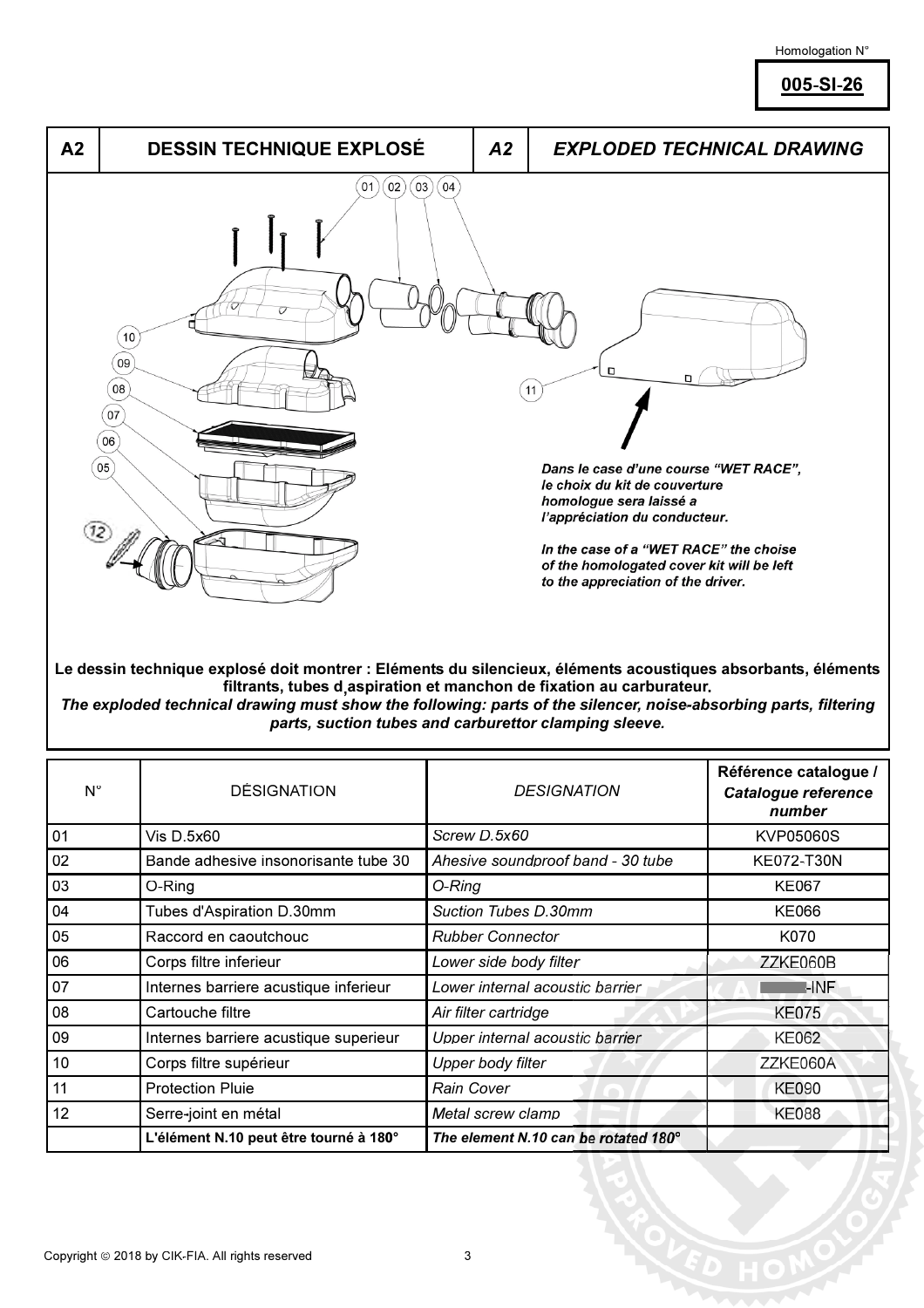Homologation N°

**005-SI-26**

| A2 | DESSIN TECHNIQUE EXPLOSÉ | *A2* | *EXPLODED TECHNICAL DRAWING* |
|---|---|---|---|

*Dans le case d'une course "WET RACE", le choix du kit de couverture homologue sera laissé a l'appréciation du conducteur.*

*In the case of a "WET RACE" the choise of the homologated cover kit will be left to the appreciation of the driver.*

**Le dessin technique explosé doit montrer : Eléments du silencieux, éléments acoustiques absorbants, éléments filtrants, tubes d¸aspiration et manchon de fixation au carburateur.**

***The exploded technical drawing must show the following: parts of the silencer, noise-absorbing parts, filtering parts, suction tubes and carburettor clamping sleeve.***

| N° | DÉSIGNATION | *DESIGNATION* | **Référence catalogue / *Catalogue reference number*** |
|---|---|---|---|
| 01 | Vis D.5x60 | *Screw D.5x60* | KVP05060S |
| 02 | Bande adhesive insonorisante tube 30 | *Ahesive soundproof band - 30 tube* | KE072-T30N |
| 03 | O-Ring | *O-Ring* | KE067 |
| 04 | Tubes d'Aspiration D.30mm | *Suction Tubes D.30mm* | KE066 |
| 05 | Raccord en caoutchouc | *Rubber Connector* | K070 |
| 06 | Corps filtre inferieur | *Lower side body filter* | ZZKE060B |
| 07 | Internes barriere acustique inferieur | *Lower internal acoustic barrier* | -INF |
| 08 | Cartouche filtre | *Air filter cartridge* | KE075 |
| 09 | Internes barriere acustique superieur | *Upper internal acoustic barrier* | KE062 |
| 10 | Corps filtre supérieur | *Upper body filter* | ZZKE060A |
| 11 | Protection Pluie | *Rain Cover* | KE090 |
| 12 | Serre-joint en métal | *Metal screw clamp* | KE088 |
| | **L'élément N.10 peut être tourné à 180°** | ***The element N.10 can be rotated 180°*** | |

Copyright © 2018 by CIK-FIA. All rights reserved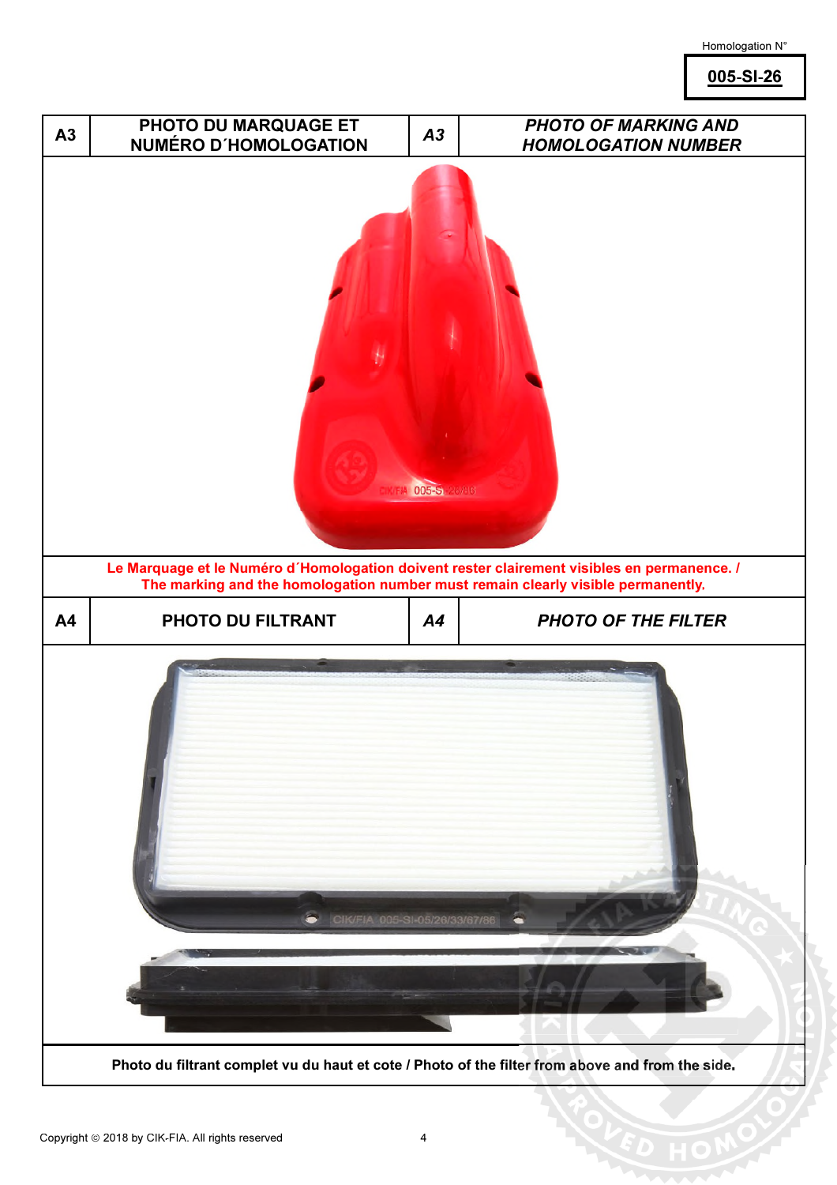Homologation N°

**005-SI-26**

| A3 | PHOTO DU MARQUAGE ET NUMÉRO D´HOMOLOGATION | *A3* | *PHOTO OF MARKING AND HOMOLOGATION NUMBER* |
|---|---|---|---|

CIK/FIA 005-SI-26/86

**Le Marquage et le Numéro d´Homologation doivent rester clairement visibles en permanence. / The marking and the homologation number must remain clearly visible permanently.**

| A4 | PHOTO DU FILTRANT | *A4* | *PHOTO OF THE FILTER* |
|---|---|---|---|

CIK/FIA 005-SI-05/26/33/67/86

**Photo du filtrant complet vu du haut et cote / Photo of the filter from above and from the side.**

Copyright © 2018 by CIK-FIA. All rights reserved